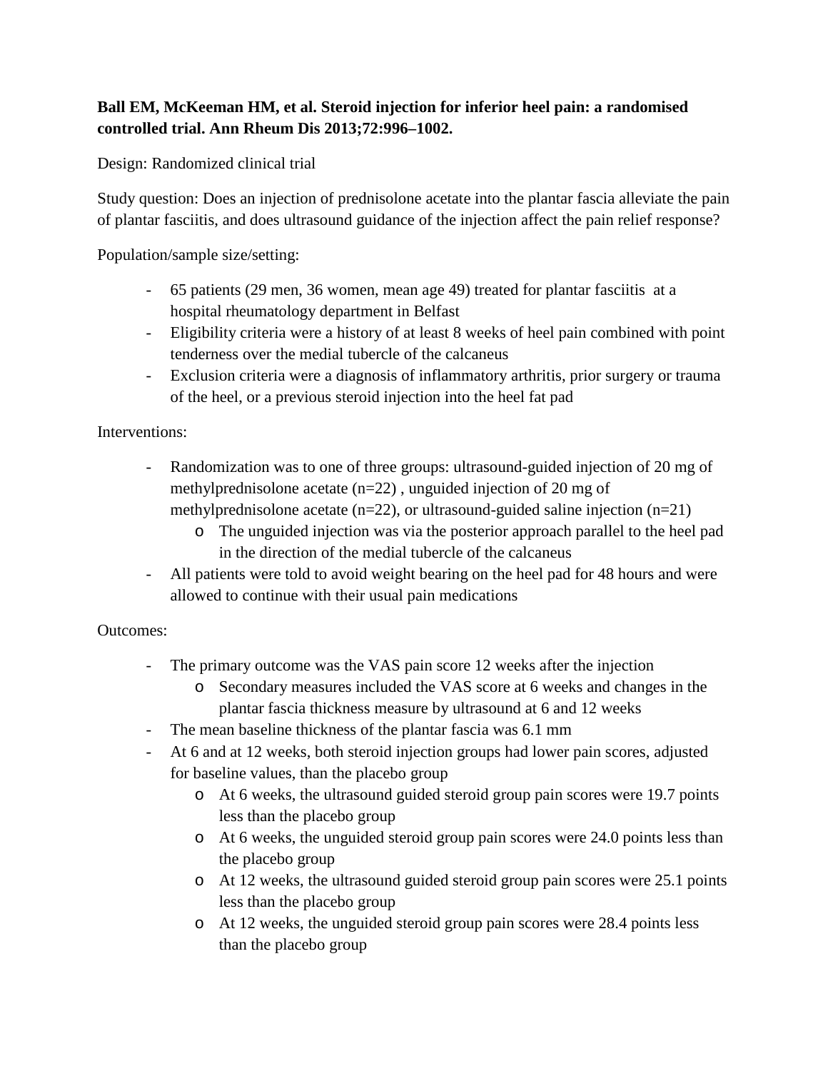**Ball EM, McKeeman HM, et al. Steroid injection for inferior heel pain: a randomised controlled trial. Ann Rheum Dis 2013;72:996–1002.**

Design: Randomized clinical trial

Study question: Does an injection of prednisolone acetate into the plantar fascia alleviate the pain of plantar fasciitis, and does ultrasound guidance of the injection affect the pain relief response?

Population/sample size/setting:

- 65 patients (29 men, 36 women, mean age 49) treated for plantar fasciitis at a hospital rheumatology department in Belfast
- Eligibility criteria were a history of at least 8 weeks of heel pain combined with point tenderness over the medial tubercle of the calcaneus
- Exclusion criteria were a diagnosis of inflammatory arthritis, prior surgery or trauma of the heel, or a previous steroid injection into the heel fat pad

Interventions:

- Randomization was to one of three groups: ultrasound-guided injection of 20 mg of methylprednisolone acetate (n=22) , unguided injection of 20 mg of methylprednisolone acetate (n=22), or ultrasound-guided saline injection (n=21)
    - The unguided injection was via the posterior approach parallel to the heel pad in the direction of the medial tubercle of the calcaneus
- All patients were told to avoid weight bearing on the heel pad for 48 hours and were allowed to continue with their usual pain medications

Outcomes:

- The primary outcome was the VAS pain score 12 weeks after the injection
    - Secondary measures included the VAS score at 6 weeks and changes in the plantar fascia thickness measure by ultrasound at 6 and 12 weeks
- The mean baseline thickness of the plantar fascia was 6.1 mm
- At 6 and at 12 weeks, both steroid injection groups had lower pain scores, adjusted for baseline values, than the placebo group
    - At 6 weeks, the ultrasound guided steroid group pain scores were 19.7 points less than the placebo group
    - At 6 weeks, the unguided steroid group pain scores were 24.0 points less than the placebo group
    - At 12 weeks, the ultrasound guided steroid group pain scores were 25.1 points less than the placebo group
    - At 12 weeks, the unguided steroid group pain scores were 28.4 points less than the placebo group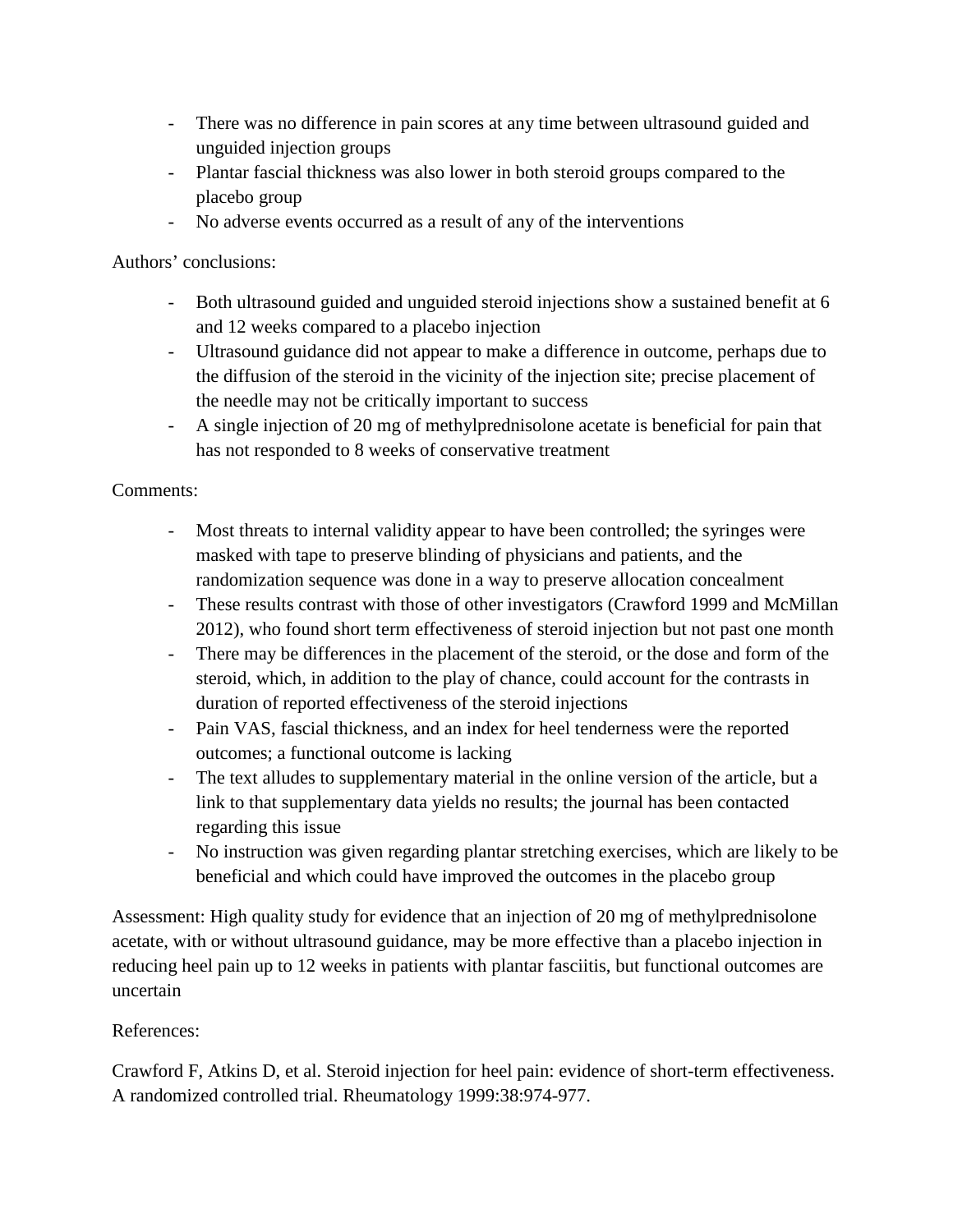- There was no difference in pain scores at any time between ultrasound guided and unguided injection groups
- Plantar fascial thickness was also lower in both steroid groups compared to the placebo group
- No adverse events occurred as a result of any of the interventions

Authors' conclusions:

- Both ultrasound guided and unguided steroid injections show a sustained benefit at 6 and 12 weeks compared to a placebo injection
- Ultrasound guidance did not appear to make a difference in outcome, perhaps due to the diffusion of the steroid in the vicinity of the injection site; precise placement of the needle may not be critically important to success
- A single injection of 20 mg of methylprednisolone acetate is beneficial for pain that has not responded to 8 weeks of conservative treatment

Comments:

- Most threats to internal validity appear to have been controlled; the syringes were masked with tape to preserve blinding of physicians and patients, and the randomization sequence was done in a way to preserve allocation concealment
- These results contrast with those of other investigators (Crawford 1999 and McMillan 2012), who found short term effectiveness of steroid injection but not past one month
- There may be differences in the placement of the steroid, or the dose and form of the steroid, which, in addition to the play of chance, could account for the contrasts in duration of reported effectiveness of the steroid injections
- Pain VAS, fascial thickness, and an index for heel tenderness were the reported outcomes; a functional outcome is lacking
- The text alludes to supplementary material in the online version of the article, but a link to that supplementary data yields no results; the journal has been contacted regarding this issue
- No instruction was given regarding plantar stretching exercises, which are likely to be beneficial and which could have improved the outcomes in the placebo group

Assessment: High quality study for evidence that an injection of 20 mg of methylprednisolone acetate, with or without ultrasound guidance, may be more effective than a placebo injection in reducing heel pain up to 12 weeks in patients with plantar fasciitis, but functional outcomes are uncertain

References:

Crawford F, Atkins D, et al. Steroid injection for heel pain: evidence of short-term effectiveness. A randomized controlled trial. Rheumatology 1999:38:974-977.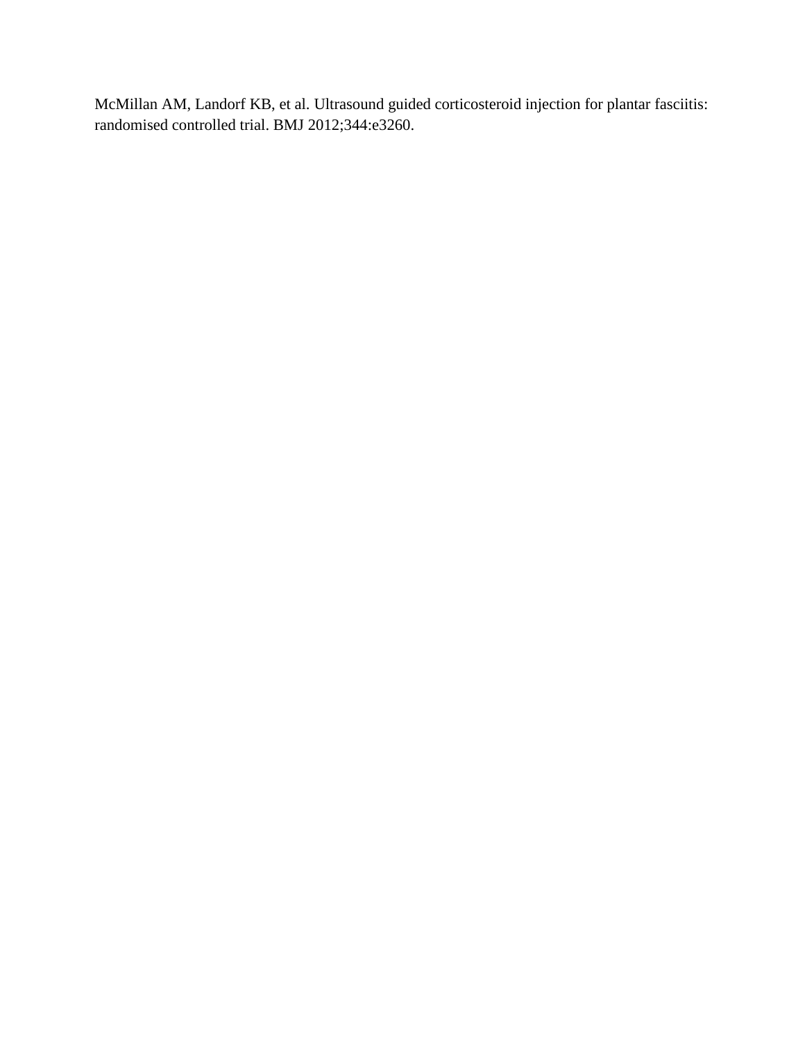McMillan AM, Landorf KB, et al. Ultrasound guided corticosteroid injection for plantar fasciitis: randomised controlled trial. BMJ 2012;344:e3260.